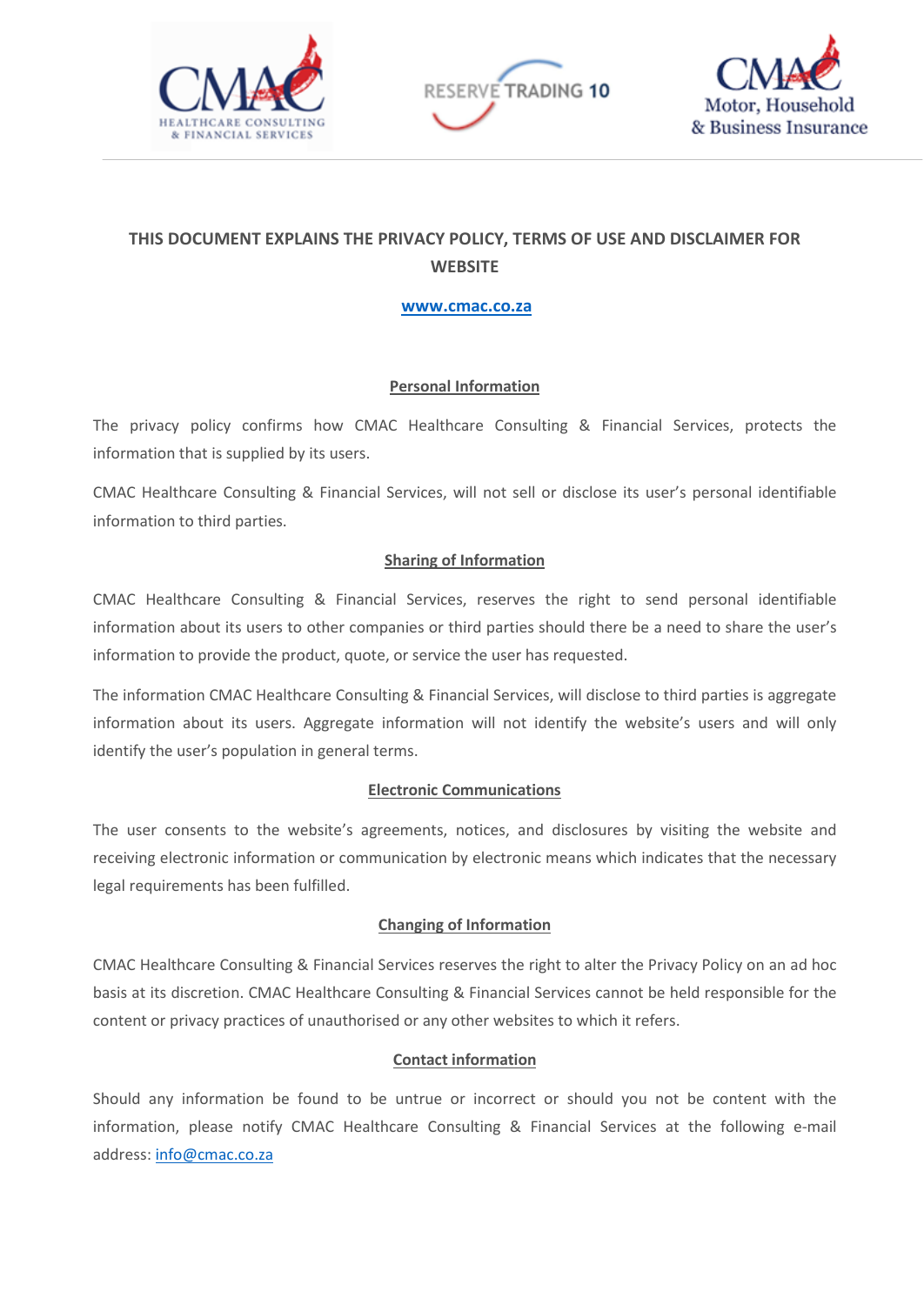# THIS DOCUMENT EXPLAINS THE PRIVACY POLICY, TERMS OF USE AND DISCLAIMER FOR WEBSITE

**www.cmac.co.za**

## Personal Information

The privacy policy confirms how CMAC Healthcare Consulting & Financial Services, protects the information that is supplied by its users.

CMAC Healthcare Consulting & Financial Services, will not sell or disclose its user's personal identifiable information to third parties.

## Sharing of Information

CMAC Healthcare Consulting & Financial Services, reserves the right to send personal identifiable information about its users to other companies or third parties should there be a need to share the user's information to provide the product, quote, or service the user has requested.

The information CMAC Healthcare Consulting & Financial Services, will disclose to third parties is aggregate information about its users. Aggregate information will not identify the website's users and will only identify the user's population in general terms.

## Electronic Communications

The user consents to the website's agreements, notices, and disclosures by visiting the website and receiving electronic information or communication by electronic means which indicates that the necessary legal requirements has been fulfilled.

## Changing of Information

CMAC Healthcare Consulting & Financial Services reserves the right to alter the Privacy Policy on an ad hoc basis at its discretion. CMAC Healthcare Consulting & Financial Services cannot be held responsible for the content or privacy practices of unauthorised or any other websites to which it refers.

## Contact information

Should any information be found to be untrue or incorrect or should you not be content with the information, please notify CMAC Healthcare Consulting & Financial Services at the following e-mail address: info@cmac.co.za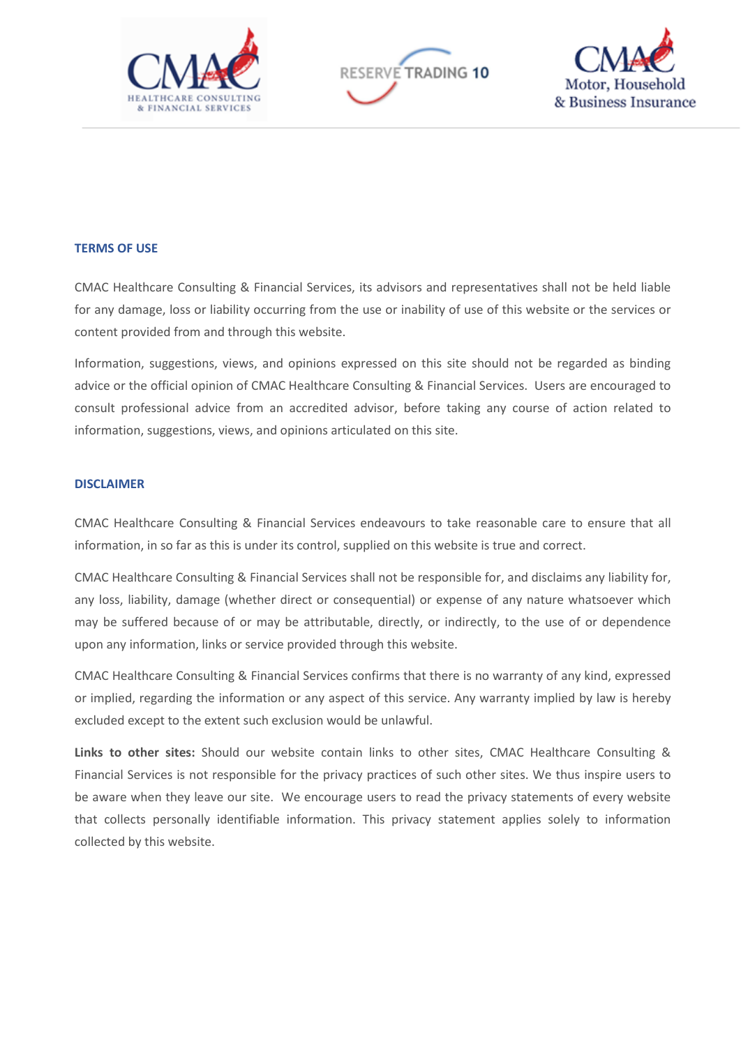## TERMS OF USE

CMAC Healthcare Consulting & Financial Services, its advisors and representatives shall not be held liable for any damage, loss or liability occurring from the use or inability of use of this website or the services or content provided from and through this website.

Information, suggestions, views, and opinions expressed on this site should not be regarded as binding advice or the official opinion of CMAC Healthcare Consulting & Financial Services. Users are encouraged to consult professional advice from an accredited advisor, before taking any course of action related to information, suggestions, views, and opinions articulated on this site.

## DISCLAIMER

CMAC Healthcare Consulting & Financial Services endeavours to take reasonable care to ensure that all information, in so far as this is under its control, supplied on this website is true and correct.

CMAC Healthcare Consulting & Financial Services shall not be responsible for, and disclaims any liability for, any loss, liability, damage (whether direct or consequential) or expense of any nature whatsoever which may be suffered because of or may be attributable, directly, or indirectly, to the use of or dependence upon any information, links or service provided through this website.

CMAC Healthcare Consulting & Financial Services confirms that there is no warranty of any kind, expressed or implied, regarding the information or any aspect of this service. Any warranty implied by law is hereby excluded except to the extent such exclusion would be unlawful.

**Links to other sites:** Should our website contain links to other sites, CMAC Healthcare Consulting & Financial Services is not responsible for the privacy practices of such other sites. We thus inspire users to be aware when they leave our site. We encourage users to read the privacy statements of every website that collects personally identifiable information. This privacy statement applies solely to information collected by this website.